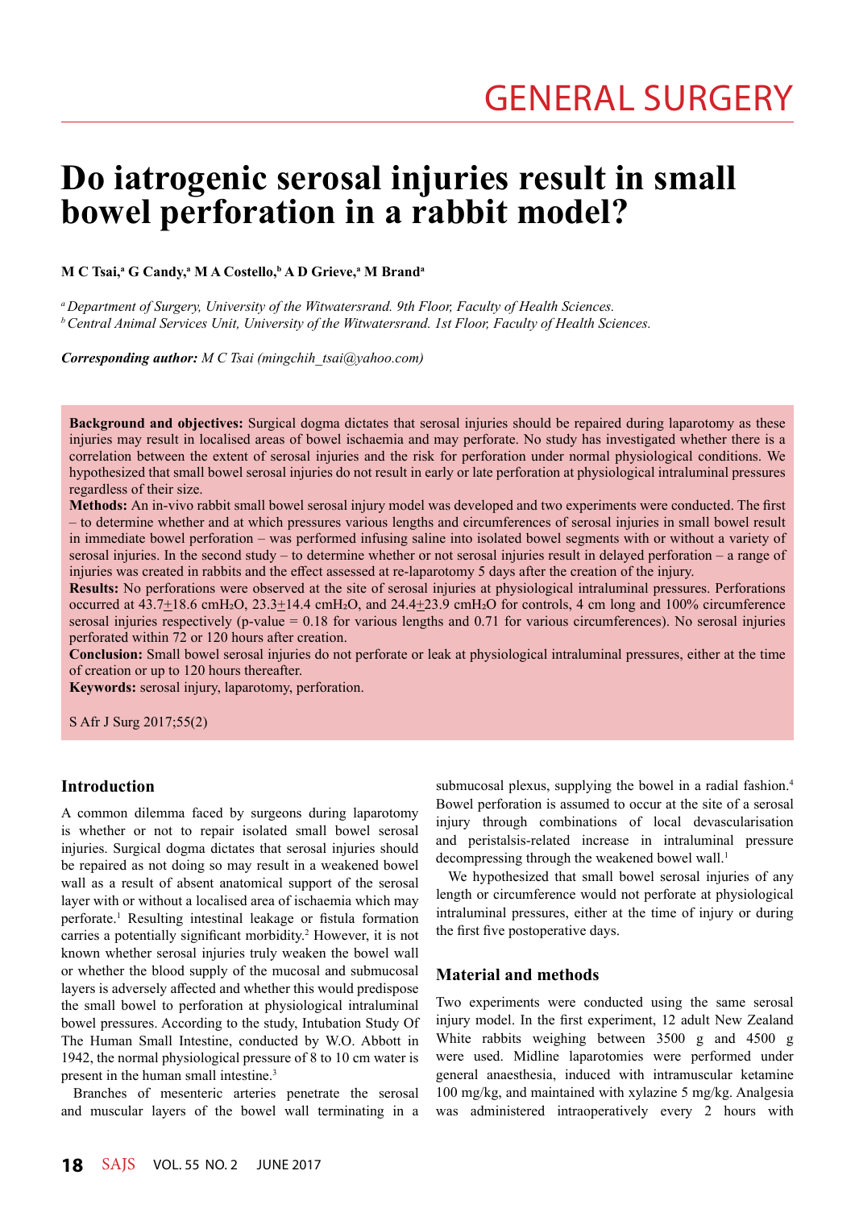GENERAL SURGERY

# Do iatrogenic serosal injuries result in small bowel perforation in a rabbit model?

**M C Tsai,[a] G Candy,[a] M A Costello,[b] A D Grieve,[a] M Brand[a]**

[a] *Department of Surgery, University of the Witwatersrand. 9th Floor, Faculty of Health Sciences.*
[b] *Central Animal Services Unit, University of the Witwatersrand. 1st Floor, Faculty of Health Sciences.*

***Corresponding author:*** *M C Tsai (mingchih_tsai@yahoo.com)*

**Background and objectives:** Surgical dogma dictates that serosal injuries should be repaired during laparotomy as these injuries may result in localised areas of bowel ischaemia and may perforate. No study has investigated whether there is a correlation between the extent of serosal injuries and the risk for perforation under normal physiological conditions. We hypothesized that small bowel serosal injuries do not result in early or late perforation at physiological intraluminal pressures regardless of their size.

**Methods:** An in-vivo rabbit small bowel serosal injury model was developed and two experiments were conducted. The first – to determine whether and at which pressures various lengths and circumferences of serosal injuries in small bowel result in immediate bowel perforation – was performed infusing saline into isolated bowel segments with or without a variety of serosal injuries. In the second study – to determine whether or not serosal injuries result in delayed perforation – a range of injuries was created in rabbits and the effect assessed at re-laparotomy 5 days after the creation of the injury.

**Results:** No perforations were observed at the site of serosal injuries at physiological intraluminal pressures. Perforations occurred at $43.7 \pm 18.6$ cm$H_2O$, $23.3 \pm 14.4$ cm$H_2O$, and $24.4 \pm 23.9$ cm$H_2O$ for controls, 4 cm long and 100% circumference serosal injuries respectively (p-value = 0.18 for various lengths and 0.71 for various circumferences). No serosal injuries perforated within 72 or 120 hours after creation.

**Conclusion:** Small bowel serosal injuries do not perforate or leak at physiological intraluminal pressures, either at the time of creation or up to 120 hours thereafter.

**Keywords:** serosal injury, laparotomy, perforation.

S Afr J Surg 2017;55(2)

## Introduction

A common dilemma faced by surgeons during laparotomy is whether or not to repair isolated small bowel serosal injuries. Surgical dogma dictates that serosal injuries should be repaired as not doing so may result in a weakened bowel wall as a result of absent anatomical support of the serosal layer with or without a localised area of ischaemia which may perforate.[1] Resulting intestinal leakage or fistula formation carries a potentially significant morbidity.[2] However, it is not known whether serosal injuries truly weaken the bowel wall or whether the blood supply of the mucosal and submucosal layers is adversely affected and whether this would predispose the small bowel to perforation at physiological intraluminal bowel pressures. According to the study, Intubation Study Of The Human Small Intestine, conducted by W.O. Abbott in 1942, the normal physiological pressure of 8 to 10 cm water is present in the human small intestine.[3]

Branches of mesenteric arteries penetrate the serosal and muscular layers of the bowel wall terminating in a submucosal plexus, supplying the bowel in a radial fashion.[4] Bowel perforation is assumed to occur at the site of a serosal injury through combinations of local devascularisation and peristalsis-related increase in intraluminal pressure decompressing through the weakened bowel wall.[1]

We hypothesized that small bowel serosal injuries of any length or circumference would not perforate at physiological intraluminal pressures, either at the time of injury or during the first five postoperative days.

## Material and methods

Two experiments were conducted using the same serosal injury model. In the first experiment, 12 adult New Zealand White rabbits weighing between 3500 g and 4500 g were used. Midline laparotomies were performed under general anaesthesia, induced with intramuscular ketamine 100 mg/kg, and maintained with xylazine 5 mg/kg. Analgesia was administered intraoperatively every 2 hours with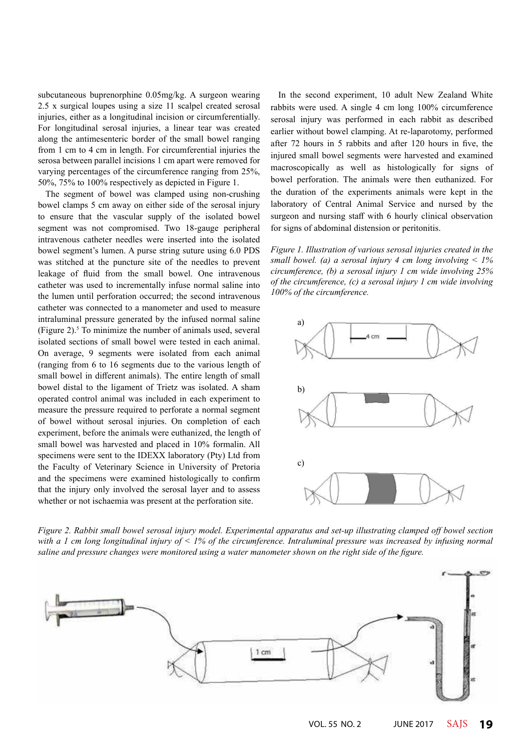subcutaneous buprenorphine 0.05mg/kg. A surgeon wearing 2.5 x surgical loupes using a size 11 scalpel created serosal injuries, either as a longitudinal incision or circumferentially. For longitudinal serosal injuries, a linear tear was created along the antimesenteric border of the small bowel ranging from 1 cm to 4 cm in length. For circumferential injuries the serosa between parallel incisions 1 cm apart were removed for varying percentages of the circumference ranging from 25%, 50%, 75% to 100% respectively as depicted in Figure 1.

The segment of bowel was clamped using non-crushing bowel clamps 5 cm away on either side of the serosal injury to ensure that the vascular supply of the isolated bowel segment was not compromised. Two 18-gauge peripheral intravenous catheter needles were inserted into the isolated bowel segment's lumen. A purse string suture using 6.0 PDS was stitched at the puncture site of the needles to prevent leakage of fluid from the small bowel. One intravenous catheter was used to incrementally infuse normal saline into the lumen until perforation occurred; the second intravenous catheter was connected to a manometer and used to measure intraluminal pressure generated by the infused normal saline (Figure 2).[5] To minimize the number of animals used, several isolated sections of small bowel were tested in each animal. On average, 9 segments were isolated from each animal (ranging from 6 to 16 segments due to the various length of small bowel in different animals). The entire length of small bowel distal to the ligament of Trietz was isolated. A sham operated control animal was included in each experiment to measure the pressure required to perforate a normal segment of bowel without serosal injuries. On completion of each experiment, before the animals were euthanized, the length of small bowel was harvested and placed in 10% formalin. All specimens were sent to the IDEXX laboratory (Pty) Ltd from the Faculty of Veterinary Science in University of Pretoria and the specimens were examined histologically to confirm that the injury only involved the serosal layer and to assess whether or not ischaemia was present at the perforation site.

In the second experiment, 10 adult New Zealand White rabbits were used. A single 4 cm long 100% circumference serosal injury was performed in each rabbit as described earlier without bowel clamping. At re-laparotomy, performed after 72 hours in 5 rabbits and after 120 hours in five, the injured small bowel segments were harvested and examined macroscopically as well as histologically for signs of bowel perforation. The animals were then euthanized. For the duration of the experiments animals were kept in the laboratory of Central Animal Service and nursed by the surgeon and nursing staff with 6 hourly clinical observation for signs of abdominal distension or peritonitis.

*Figure 1. Illustration of various serosal injuries created in the small bowel. (a) a serosal injury 4 cm long involving < 1% circumference, (b) a serosal injury 1 cm wide involving 25% of the circumference, (c) a serosal injury 1 cm wide involving 100% of the circumference.*

*Figure 2. Rabbit small bowel serosal injury model. Experimental apparatus and set-up illustrating clamped off bowel section with a 1 cm long longitudinal injury of < 1% of the circumference. Intraluminal pressure was increased by infusing normal saline and pressure changes were monitored using a water manometer shown on the right side of the figure.*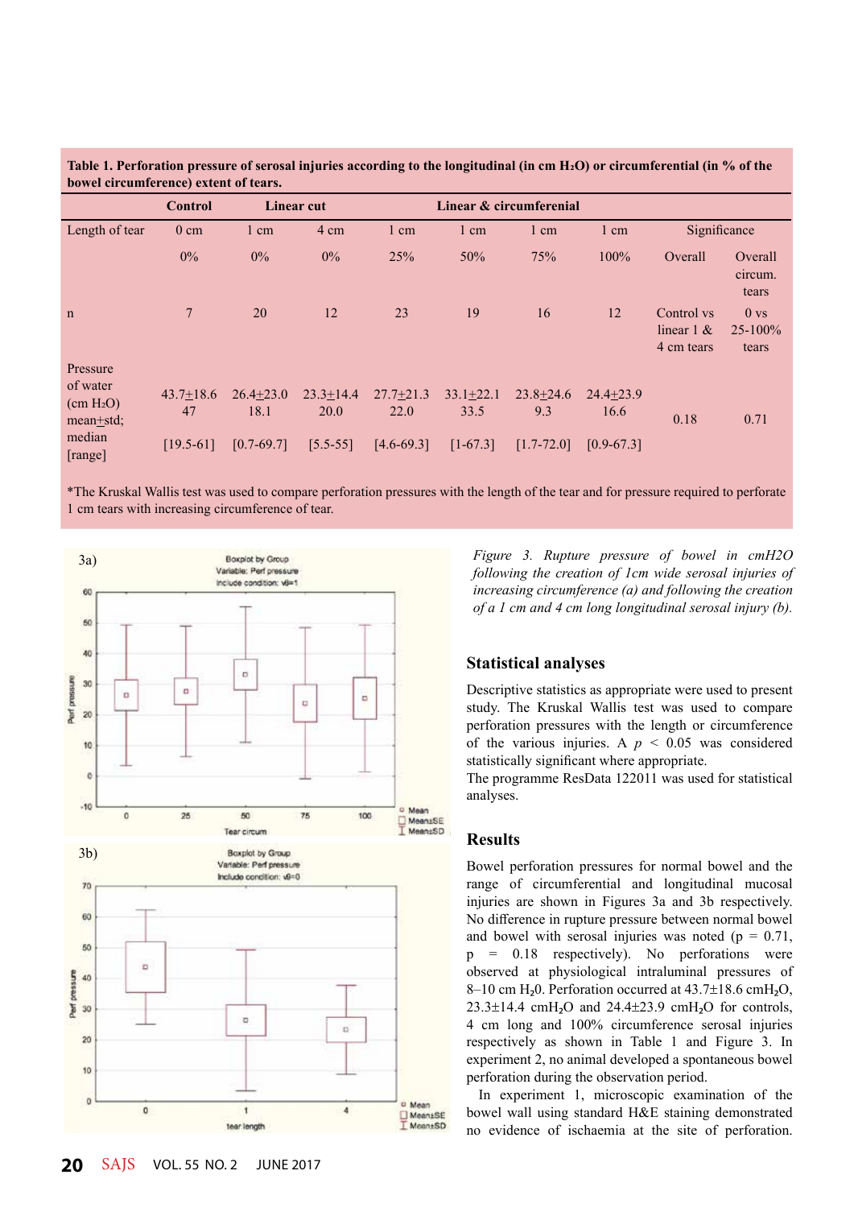**Table 1. Perforation pressure of serosal injuries according to the longitudinal (in cm $H_2O$) or circumferential (in % of the bowel circumference) extent of tears.**

| | Control | Linear cut | | Linear & circumferenial | | | | | |
|---|---|---|---|---|---|---|---|---|---|
| Length of tear | 0 cm | 1 cm | 4 cm | 1 cm | 1 cm | 1 cm | 1 cm | Significance | |
| | 0% | 0% | 0% | 25% | 50% | 75% | 100% | Overall | Overall circum. tears |
| n | 7 | 20 | 12 | 23 | 19 | 16 | 12 | Control vs linear 1 & 4 cm tears | 0 vs 25-100% tears |
| Pressure of water (cm $H_2O$) mean±std; median [range] | 43.7±18.6 47 [19.5-61] | 26.4±23.0 18.1 [0.7-69.7] | 23.3±14.4 20.0 [5.5-55] | 27.7±21.3 22.0 [4.6-69.3] | 33.1±22.1 33.5 [1-67.3] | 23.8±24.6 9.3 [1.7-72.0] | 24.4±23.9 16.6 [0.9-67.3] | 0.18 | 0.71 |

*The Kruskal Wallis test was used to compare perforation pressures with the length of the tear and for pressure required to perforate 1 cm tears with increasing circumference of tear.

*Figure 3. Rupture pressure of bowel in cmH2O following the creation of 1cm wide serosal injuries of increasing circumference (a) and following the creation of a 1 cm and 4 cm long longitudinal serosal injury (b).*

## Statistical analyses

Descriptive statistics as appropriate were used to present study. The Kruskal Wallis test was used to compare perforation pressures with the length or circumference of the various injuries. A $p < 0.05$ was considered statistically significant where appropriate.
The programme ResData 122011 was used for statistical analyses.

## Results

Bowel perforation pressures for normal bowel and the range of circumferential and longitudinal mucosal injuries are shown in Figures 3a and 3b respectively. No difference in rupture pressure between normal bowel and bowel with serosal injuries was noted ($p = 0.71$, $p = 0.18$ respectively). No perforations were observed at physiological intraluminal pressures of 8–10 cm $H_2O$. Perforation occurred at 43.7±18.6 cm$H_2O$, 23.3±14.4 cm$H_2O$ and 24.4±23.9 cm$H_2O$ for controls, 4 cm long and 100% circumference serosal injuries respectively as shown in Table 1 and Figure 3. In experiment 2, no animal developed a spontaneous bowel perforation during the observation period.

In experiment 1, microscopic examination of the bowel wall using standard H&E staining demonstrated no evidence of ischaemia at the site of perforation.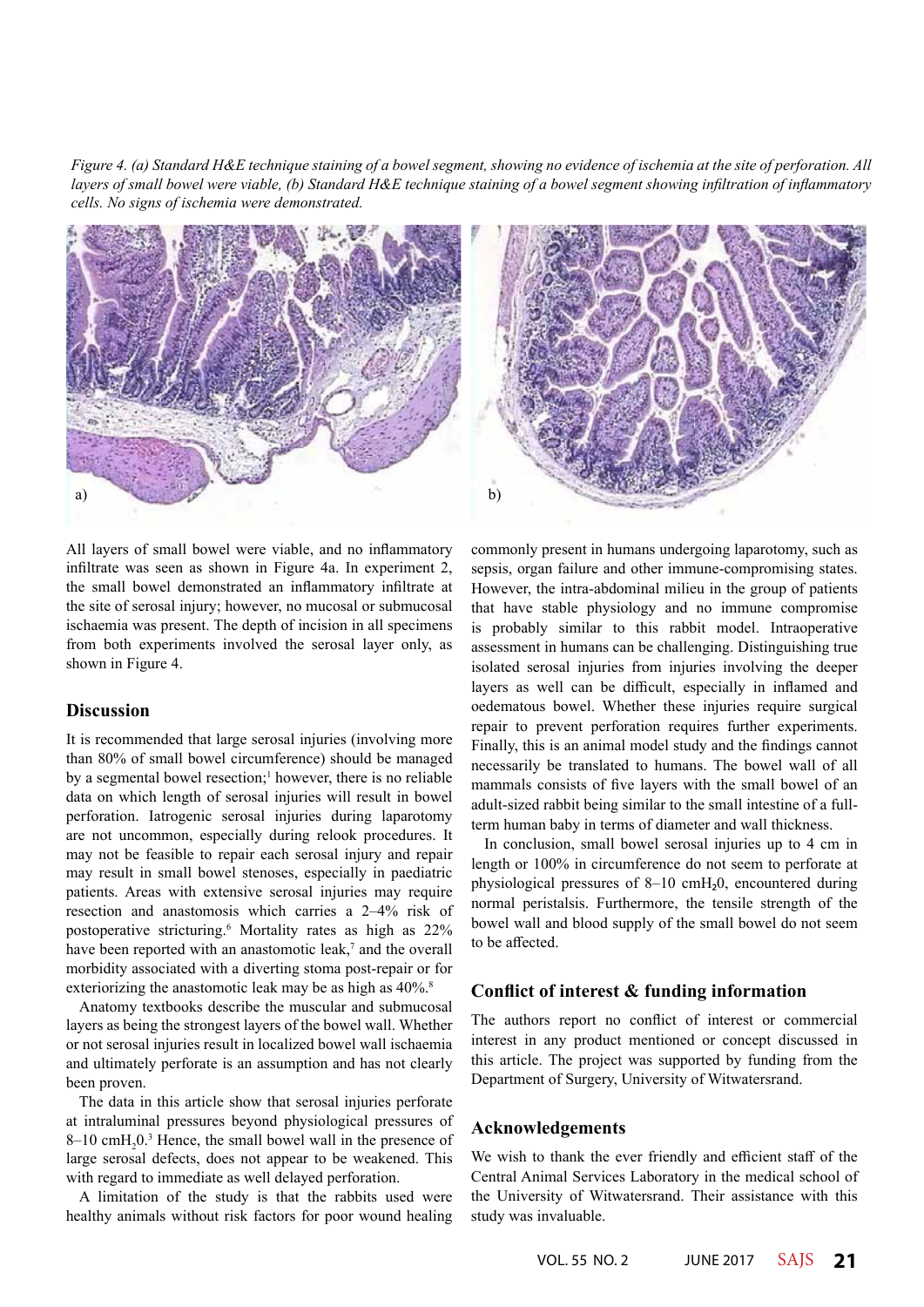*Figure 4. (a) Standard H&E technique staining of a bowel segment, showing no evidence of ischemia at the site of perforation. All layers of small bowel were viable, (b) Standard H&E technique staining of a bowel segment showing infiltration of inflammatory cells. No signs of ischemia were demonstrated.*

All layers of small bowel were viable, and no inflammatory infiltrate was seen as shown in Figure 4a. In experiment 2, the small bowel demonstrated an inflammatory infiltrate at the site of serosal injury; however, no mucosal or submucosal ischaemia was present. The depth of incision in all specimens from both experiments involved the serosal layer only, as shown in Figure 4.

## Discussion

It is recommended that large serosal injuries (involving more than 80% of small bowel circumference) should be managed by a segmental bowel resection;[1] however, there is no reliable data on which length of serosal injuries will result in bowel perforation. Iatrogenic serosal injuries during laparotomy are not uncommon, especially during relook procedures. It may not be feasible to repair each serosal injury and repair may result in small bowel stenoses, especially in paediatric patients. Areas with extensive serosal injuries may require resection and anastomosis which carries a 2–4% risk of postoperative stricturing.[6] Mortality rates as high as 22% have been reported with an anastomotic leak,[7] and the overall morbidity associated with a diverting stoma post-repair or for exteriorizing the anastomotic leak may be as high as 40%.[8]

Anatomy textbooks describe the muscular and submucosal layers as being the strongest layers of the bowel wall. Whether or not serosal injuries result in localized bowel wall ischaemia and ultimately perforate is an assumption and has not clearly been proven.

The data in this article show that serosal injuries perforate at intraluminal pressures beyond physiological pressures of 8–10 $cmH_20$.[3] Hence, the small bowel wall in the presence of large serosal defects, does not appear to be weakened. This with regard to immediate as well delayed perforation.

A limitation of the study is that the rabbits used were healthy animals without risk factors for poor wound healing commonly present in humans undergoing laparotomy, such as sepsis, organ failure and other immune-compromising states. However, the intra-abdominal milieu in the group of patients that have stable physiology and no immune compromise is probably similar to this rabbit model. Intraoperative assessment in humans can be challenging. Distinguishing true isolated serosal injuries from injuries involving the deeper layers as well can be difficult, especially in inflamed and oedematous bowel. Whether these injuries require surgical repair to prevent perforation requires further experiments. Finally, this is an animal model study and the findings cannot necessarily be translated to humans. The bowel wall of all mammals consists of five layers with the small bowel of an adult-sized rabbit being similar to the small intestine of a full-term human baby in terms of diameter and wall thickness.

In conclusion, small bowel serosal injuries up to 4 cm in length or 100% in circumference do not seem to perforate at physiological pressures of 8–10 $cmH_20$, encountered during normal peristalsis. Furthermore, the tensile strength of the bowel wall and blood supply of the small bowel do not seem to be affected.

## Conflict of interest & funding information

The authors report no conflict of interest or commercial interest in any product mentioned or concept discussed in this article. The project was supported by funding from the Department of Surgery, University of Witwatersrand.

## Acknowledgements

We wish to thank the ever friendly and efficient staff of the Central Animal Services Laboratory in the medical school of the University of Witwatersrand. Their assistance with this study was invaluable.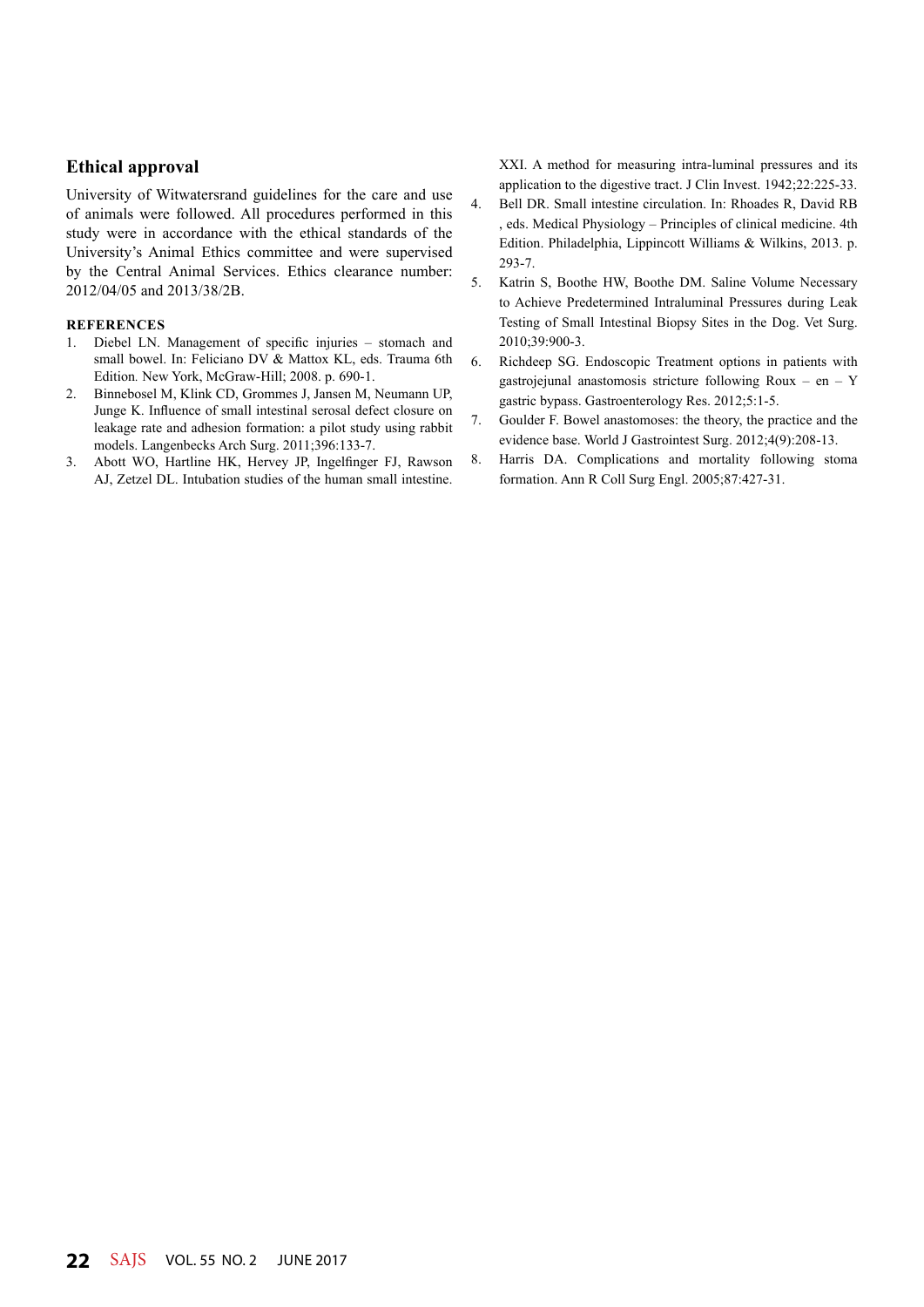## Ethical approval

University of Witwatersrand guidelines for the care and use of animals were followed. All procedures performed in this study were in accordance with the ethical standards of the University's Animal Ethics committee and were supervised by the Central Animal Services. Ethics clearance number: 2012/04/05 and 2013/38/2B.

### REFERENCES

1. Diebel LN. Management of specific injuries – stomach and small bowel. In: Feliciano DV & Mattox KL, eds. Trauma 6th Edition. New York, McGraw-Hill; 2008. p. 690-1.
2. Binnebosel M, Klink CD, Grommes J, Jansen M, Neumann UP, Junge K. Influence of small intestinal serosal defect closure on leakage rate and adhesion formation: a pilot study using rabbit models. Langenbecks Arch Surg. 2011;396:133-7.
3. Abott WO, Hartline HK, Hervey JP, Ingelfinger FJ, Rawson AJ, Zetzel DL. Intubation studies of the human small intestine. XXI. A method for measuring intra-luminal pressures and its application to the digestive tract. J Clin Invest. 1942;22:225-33.
4. Bell DR. Small intestine circulation. In: Rhoades R, David RB , eds. Medical Physiology – Principles of clinical medicine. 4th Edition. Philadelphia, Lippincott Williams & Wilkins, 2013. p. 293-7.
5. Katrin S, Boothe HW, Boothe DM. Saline Volume Necessary to Achieve Predetermined Intraluminal Pressures during Leak Testing of Small Intestinal Biopsy Sites in the Dog. Vet Surg. 2010;39:900-3.
6. Richdeep SG. Endoscopic Treatment options in patients with gastrojejunal anastomosis stricture following Roux – en – Y gastric bypass. Gastroenterology Res. 2012;5:1-5.
7. Goulder F. Bowel anastomoses: the theory, the practice and the evidence base. World J Gastrointest Surg. 2012;4(9):208-13.
8. Harris DA. Complications and mortality following stoma formation. Ann R Coll Surg Engl. 2005;87:427-31.